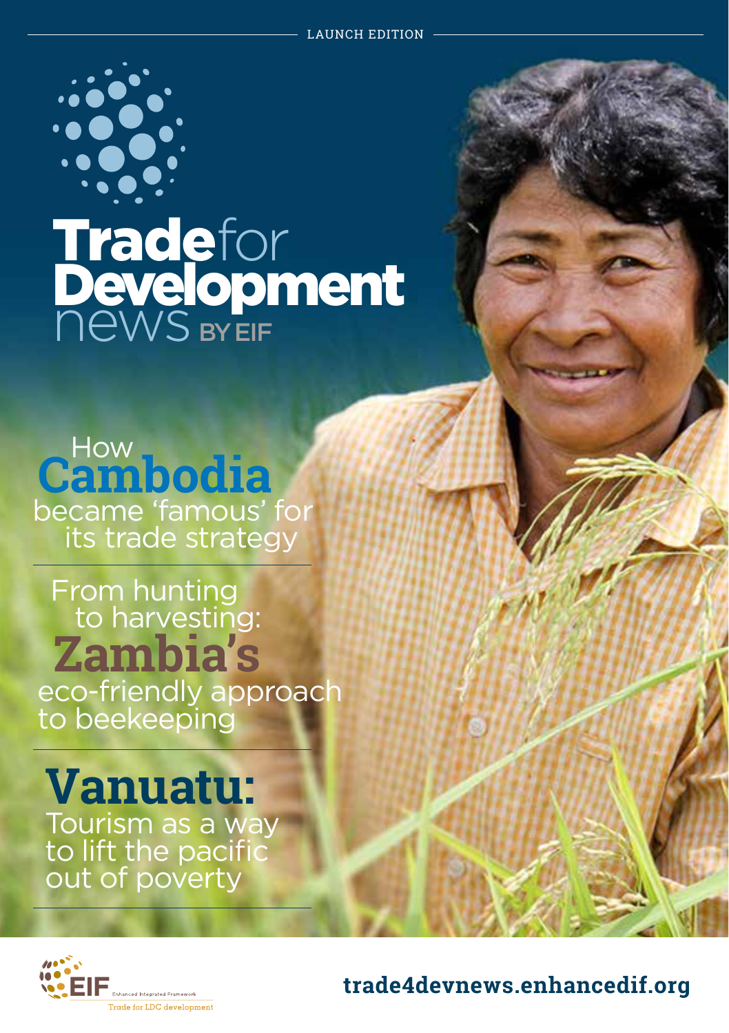LAUNCH EDITION

# Trade for Development news BY EIF

## How Cambodia became 'famous' for its trade strategy

## From hunting to harvesting: Zambia's eco-friendly approach to beekeeping

## Vanuatu: Tourism as a way to lift the pacific out of poverty

EIF Enhanced Integrated Framework

Trade for LDC development

trade4devnews.enhancedif.org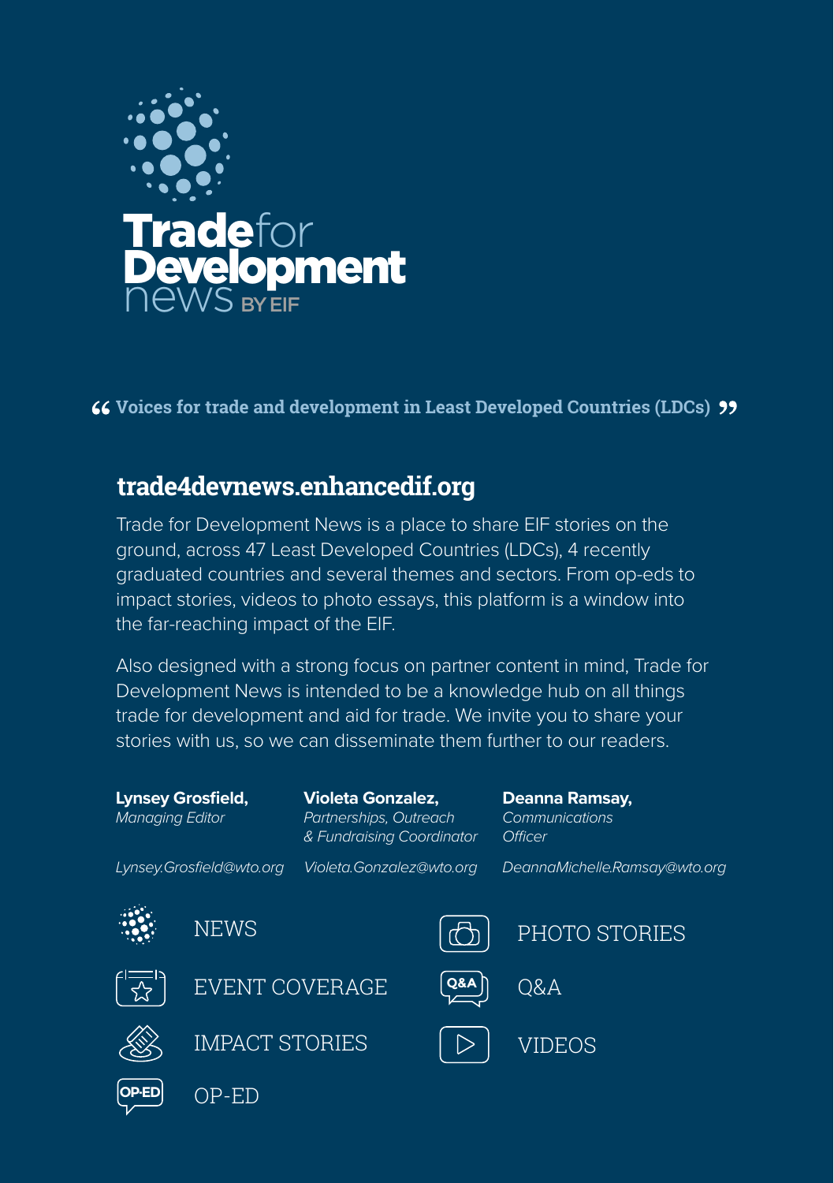# Trade for Development news BY EIF

> “Voices for trade and development in Least Developed Countries (LDCs)”

## trade4devnews.enhancedif.org

Trade for Development News is a place to share EIF stories on the ground, across 47 Least Developed Countries (LDCs), 4 recently graduated countries and several themes and sectors. From op-eds to impact stories, videos to photo essays, this platform is a window into the far-reaching impact of the EIF.

Also designed with a strong focus on partner content in mind, Trade for Development News is intended to be a knowledge hub on all things trade for development and aid for trade. We invite you to share your stories with us, so we can disseminate them further to our readers.

**Lynsey Grosfield,**
*Managing Editor*
*Lynsey.Grosfield@wto.org*

**Violeta Gonzalez,**
*Partnerships, Outreach & Fundraising Coordinator*
*Violeta.Gonzalez@wto.org*

**Deanna Ramsay,**
*Communications Officer*
*DeannaMichelle.Ramsay@wto.org*

- NEWS
- EVENT COVERAGE
- IMPACT STORIES
- OP-ED
- PHOTO STORIES
- Q&A
- VIDEOS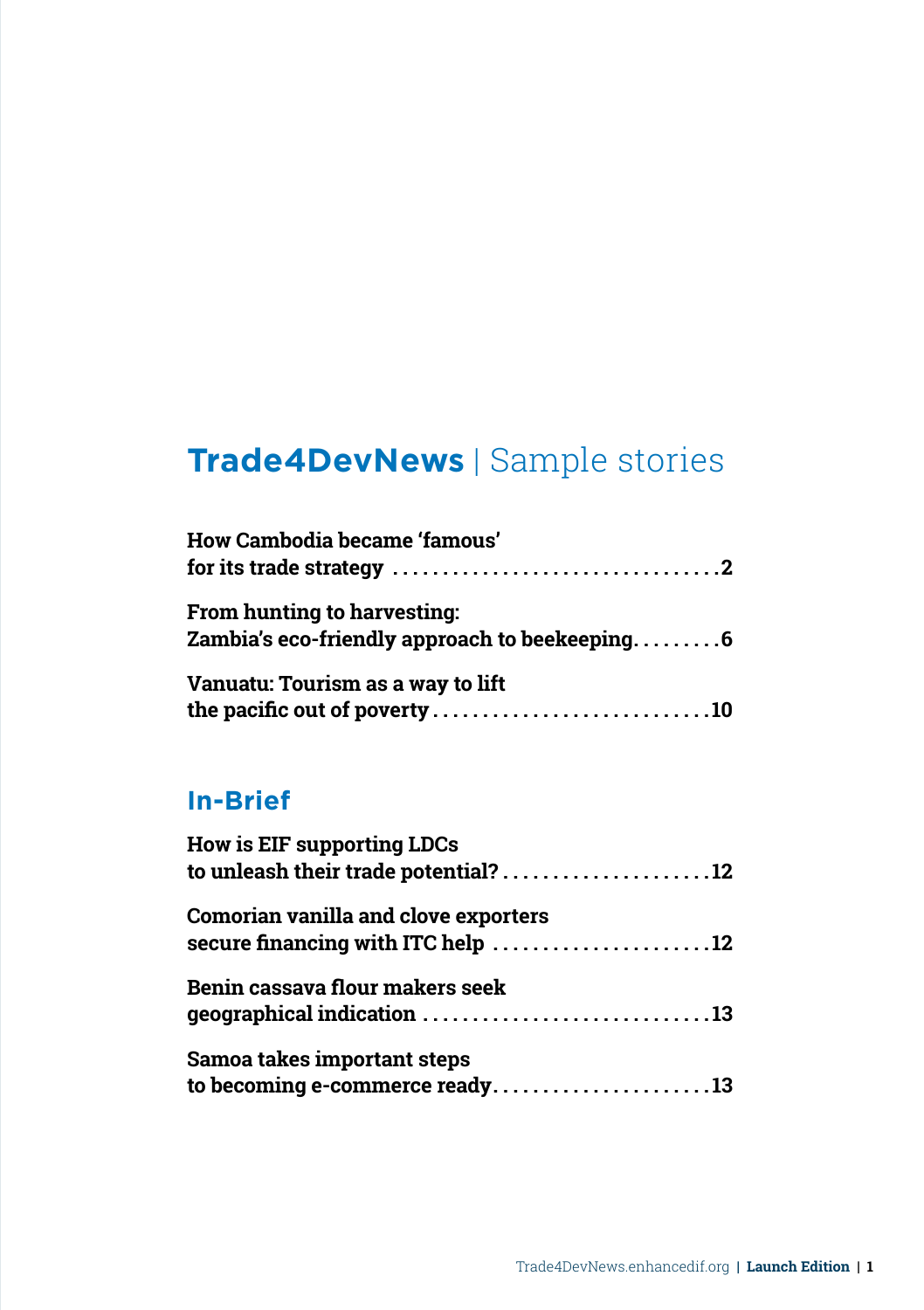# **Trade4DevNews** | Sample stories

**How Cambodia became 'famous' for its trade strategy** .................................. **2**

**From hunting to harvesting: Zambia's eco-friendly approach to beekeeping** ......... **6**

**Vanuatu: Tourism as a way to lift the pacific out of poverty** ............................ **10**

## In-Brief

**How is EIF supporting LDCs to unleash their trade potential?** ..................... **12**

**Comorian vanilla and clove exporters secure financing with ITC help** ...................... **12**

**Benin cassava flour makers seek geographical indication** ............................. **13**

**Samoa takes important steps to becoming e-commerce ready** ...................... **13**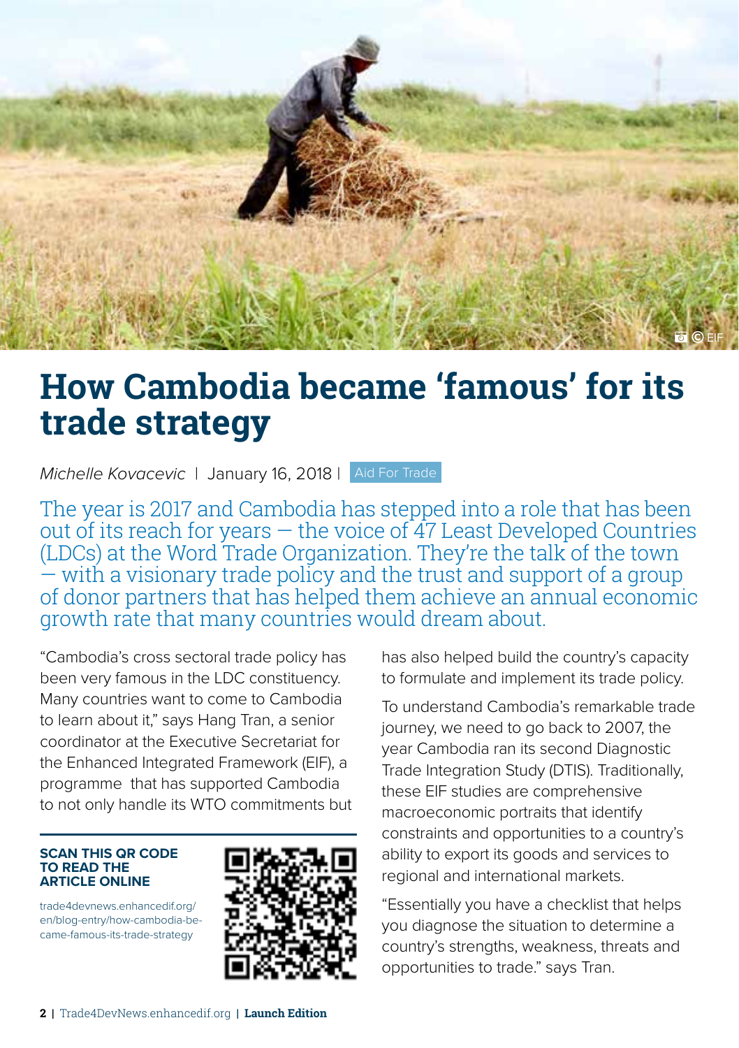# How Cambodia became 'famous' for its trade strategy

*Michelle Kovacevic* | January 16, 2018 | Aid For Trade

The year is 2017 and Cambodia has stepped into a role that has been out of its reach for years — the voice of 47 Least Developed Countries (LDCs) at the Word Trade Organization. They're the talk of the town — with a visionary trade policy and the trust and support of a group of donor partners that has helped them achieve an annual economic growth rate that many countries would dream about.

"Cambodia's cross sectoral trade policy has been very famous in the LDC constituency. Many countries want to come to Cambodia to learn about it," says Hang Tran, a senior coordinator at the Executive Secretariat for the Enhanced Integrated Framework (EIF), a programme that has supported Cambodia to not only handle its WTO commitments but has also helped build the country's capacity to formulate and implement its trade policy.

**SCAN THIS QR CODE TO READ THE ARTICLE ONLINE**

trade4devnews.enhancedif.org/en/blog-entry/how-cambodia-became-famous-its-trade-strategy

To understand Cambodia's remarkable trade journey, we need to go back to 2007, the year Cambodia ran its second Diagnostic Trade Integration Study (DTIS). Traditionally, these EIF studies are comprehensive macroeconomic portraits that identify constraints and opportunities to a country's ability to export its goods and services to regional and international markets.

"Essentially you have a checklist that helps you diagnose the situation to determine a country's strengths, weakness, threats and opportunities to trade." says Tran.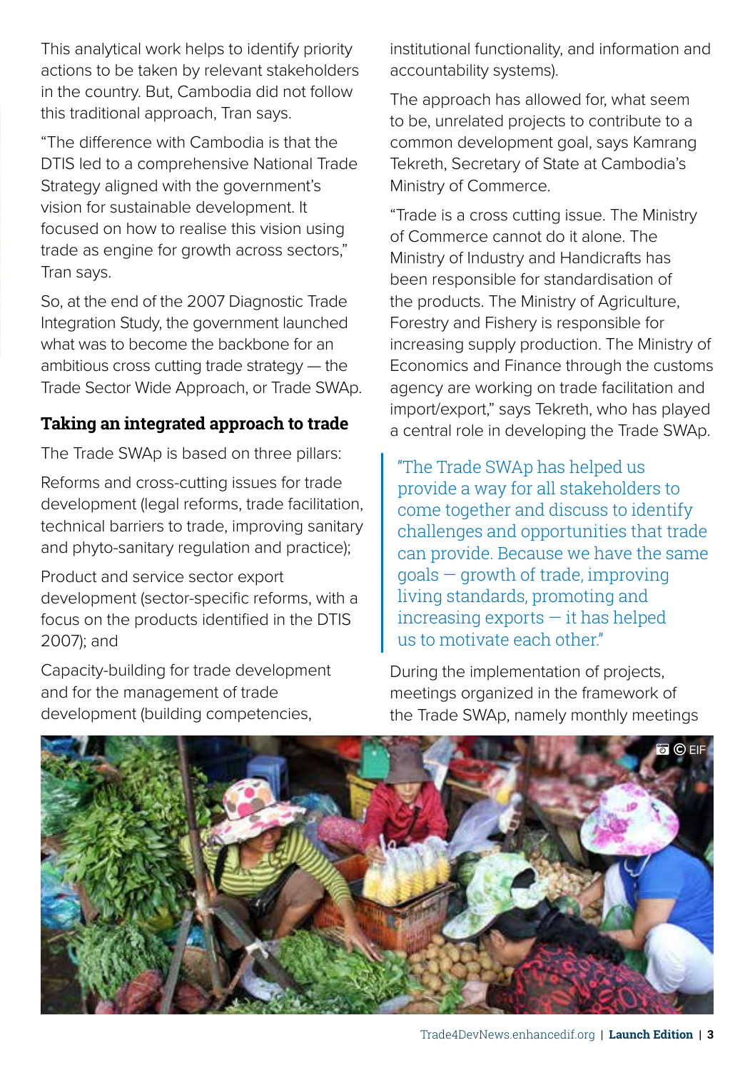This analytical work helps to identify priority actions to be taken by relevant stakeholders in the country. But, Cambodia did not follow this traditional approach, Tran says.

"The difference with Cambodia is that the DTIS led to a comprehensive National Trade Strategy aligned with the government's vision for sustainable development. It focused on how to realise this vision using trade as engine for growth across sectors," Tran says.

So, at the end of the 2007 Diagnostic Trade Integration Study, the government launched what was to become the backbone for an ambitious cross cutting trade strategy — the Trade Sector Wide Approach, or Trade SWAp.

### Taking an integrated approach to trade

The Trade SWAp is based on three pillars:

Reforms and cross-cutting issues for trade development (legal reforms, trade facilitation, technical barriers to trade, improving sanitary and phyto-sanitary regulation and practice);

Product and service sector export development (sector-specific reforms, with a focus on the products identified in the DTIS 2007); and

Capacity-building for trade development and for the management of trade development (building competencies, institutional functionality, and information and accountability systems).

The approach has allowed for, what seem to be, unrelated projects to contribute to a common development goal, says Kamrang Tekreth, Secretary of State at Cambodia's Ministry of Commerce.

"Trade is a cross cutting issue. The Ministry of Commerce cannot do it alone. The Ministry of Industry and Handicrafts has been responsible for standardisation of the products. The Ministry of Agriculture, Forestry and Fishery is responsible for increasing supply production. The Ministry of Economics and Finance through the customs agency are working on trade facilitation and import/export," says Tekreth, who has played a central role in developing the Trade SWAp.

> "The Trade SWAp has helped us provide a way for all stakeholders to come together and discuss to identify challenges and opportunities that trade can provide. Because we have the same goals — growth of trade, improving living standards, promoting and increasing exports — it has helped us to motivate each other."

During the implementation of projects, meetings organized in the framework of the Trade SWAp, namely monthly meetings

© EIF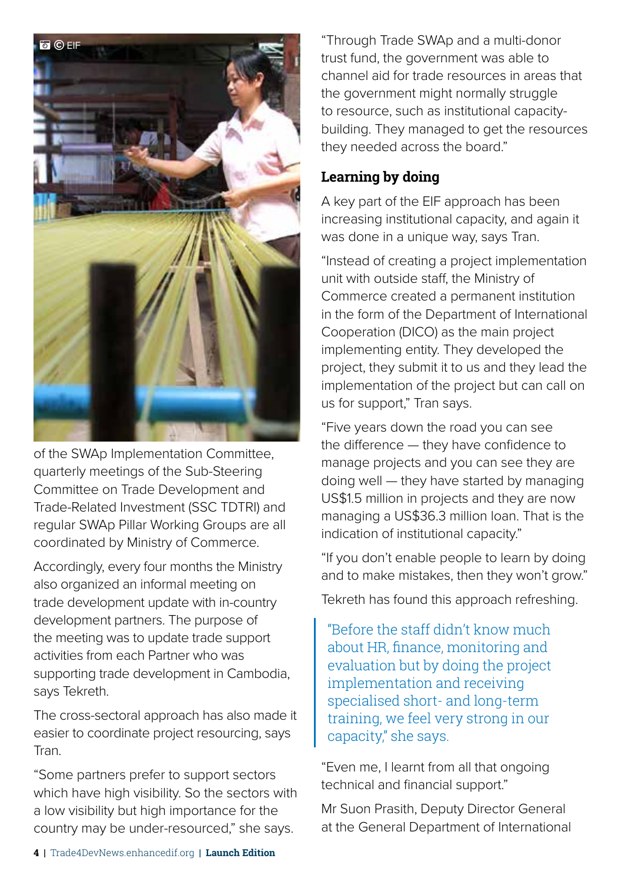of the SWAp Implementation Committee, quarterly meetings of the Sub-Steering Committee on Trade Development and Trade-Related Investment (SSC TDTRI) and regular SWAp Pillar Working Groups are all coordinated by Ministry of Commerce.

Accordingly, every four months the Ministry also organized an informal meeting on trade development update with in-country development partners. The purpose of the meeting was to update trade support activities from each Partner who was supporting trade development in Cambodia, says Tekreth.

The cross-sectoral approach has also made it easier to coordinate project resourcing, says Tran.

"Some partners prefer to support sectors which have high visibility. So the sectors with a low visibility but high importance for the country may be under-resourced," she says.

"Through Trade SWAp and a multi-donor trust fund, the government was able to channel aid for trade resources in areas that the government might normally struggle to resource, such as institutional capacity-building. They managed to get the resources they needed across the board."

## Learning by doing

A key part of the EIF approach has been increasing institutional capacity, and again it was done in a unique way, says Tran.

"Instead of creating a project implementation unit with outside staff, the Ministry of Commerce created a permanent institution in the form of the Department of International Cooperation (DICO) as the main project implementing entity. They developed the project, they submit it to us and they lead the implementation of the project but can call on us for support," Tran says.

"Five years down the road you can see the difference — they have confidence to manage projects and you can see they are doing well — they have started by managing US$1.5 million in projects and they are now managing a US$36.3 million loan. That is the indication of institutional capacity."

"If you don't enable people to learn by doing and to make mistakes, then they won't grow."

Tekreth has found this approach refreshing.

> "Before the staff didn't know much about HR, finance, monitoring and evaluation but by doing the project implementation and receiving specialised short- and long-term training, we feel very strong in our capacity," she says.

"Even me, I learnt from all that ongoing technical and financial support."

Mr Suon Prasith, Deputy Director General at the General Department of International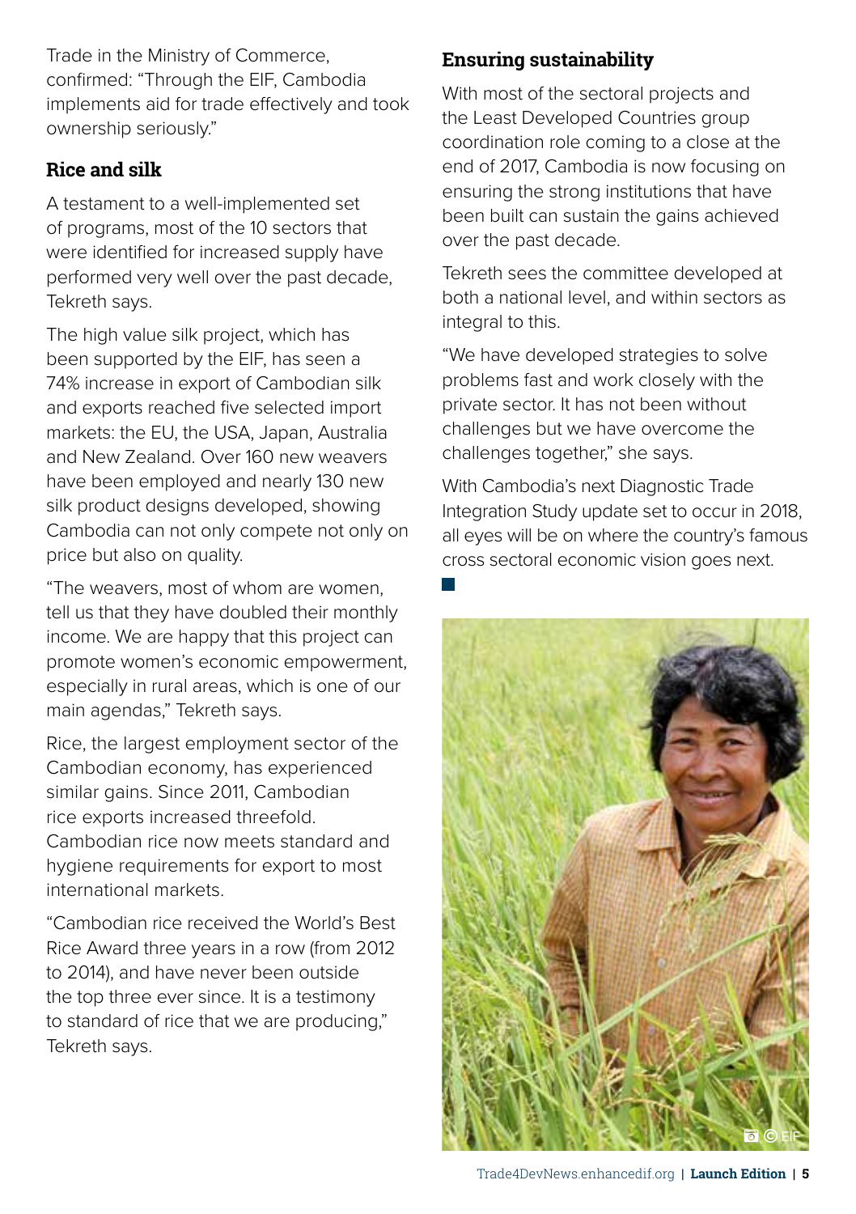Trade in the Ministry of Commerce, confirmed: "Through the EIF, Cambodia implements aid for trade effectively and took ownership seriously."

### Rice and silk

A testament to a well-implemented set of programs, most of the 10 sectors that were identified for increased supply have performed very well over the past decade, Tekreth says.

The high value silk project, which has been supported by the EIF, has seen a 74% increase in export of Cambodian silk and exports reached five selected import markets: the EU, the USA, Japan, Australia and New Zealand. Over 160 new weavers have been employed and nearly 130 new silk product designs developed, showing Cambodia can not only compete not only on price but also on quality.

"The weavers, most of whom are women, tell us that they have doubled their monthly income. We are happy that this project can promote women's economic empowerment, especially in rural areas, which is one of our main agendas," Tekreth says.

Rice, the largest employment sector of the Cambodian economy, has experienced similar gains. Since 2011, Cambodian rice exports increased threefold. Cambodian rice now meets standard and hygiene requirements for export to most international markets.

"Cambodian rice received the World's Best Rice Award three years in a row (from 2012 to 2014), and have never been outside the top three ever since. It is a testimony to standard of rice that we are producing," Tekreth says.

### Ensuring sustainability

With most of the sectoral projects and the Least Developed Countries group coordination role coming to a close at the end of 2017, Cambodia is now focusing on ensuring the strong institutions that have been built can sustain the gains achieved over the past decade.

Tekreth sees the committee developed at both a national level, and within sectors as integral to this.

"We have developed strategies to solve problems fast and work closely with the private sector. It has not been without challenges but we have overcome the challenges together," she says.

With Cambodia's next Diagnostic Trade Integration Study update set to occur in 2018, all eyes will be on where the country's famous cross sectoral economic vision goes next.

© EIF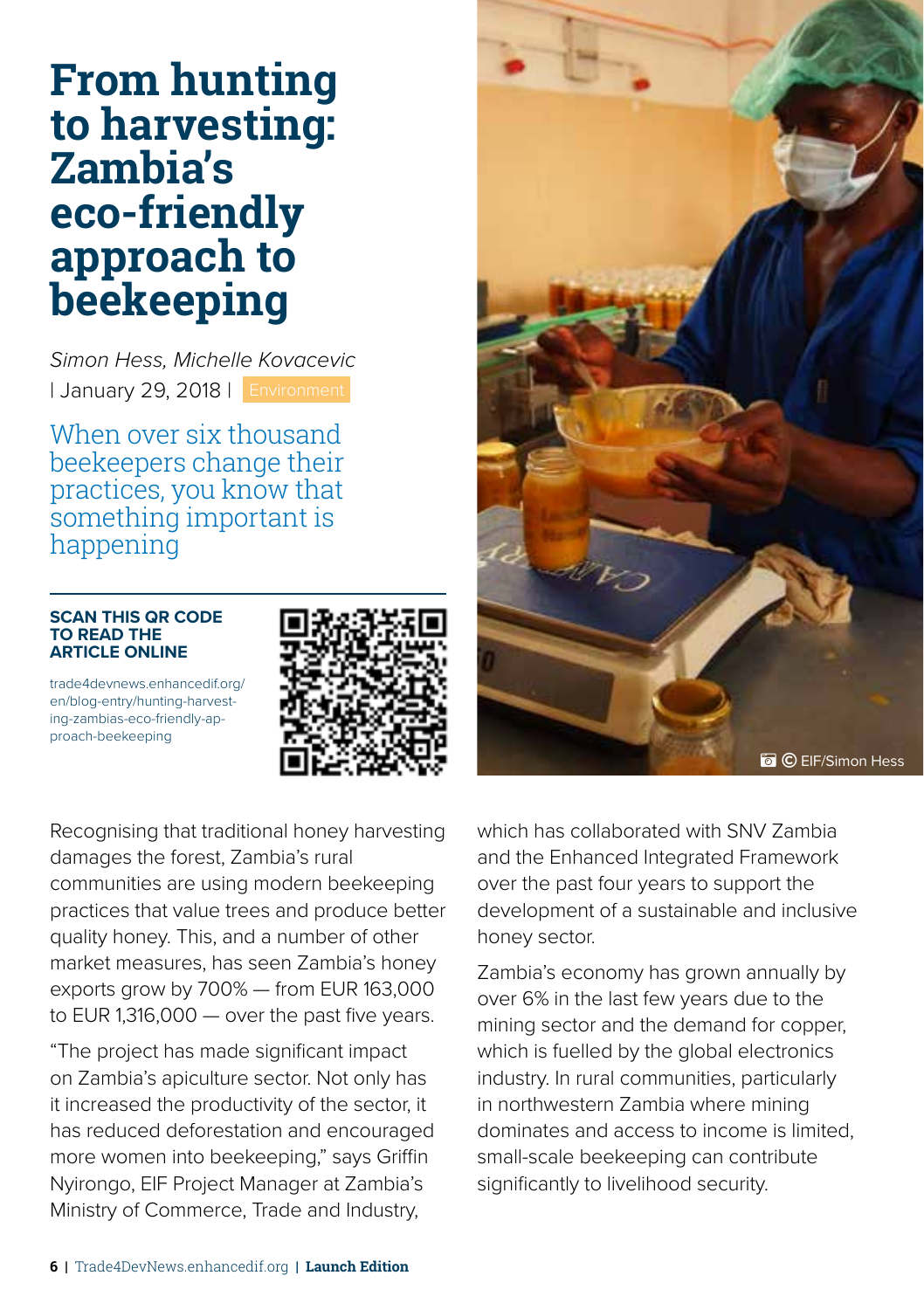# From hunting to harvesting: Zambia's eco-friendly approach to beekeeping

*Simon Hess, Michelle Kovacevic*
| January 29, 2018 | Environment

When over six thousand beekeepers change their practices, you know that something important is happening

**SCAN THIS QR CODE TO READ THE ARTICLE ONLINE**

trade4devnews.enhancedif.org/en/blog-entry/hunting-harvesting-zambias-eco-friendly-approach-beekeeping

© EIF/Simon Hess

Recognising that traditional honey harvesting damages the forest, Zambia's rural communities are using modern beekeeping practices that value trees and produce better quality honey. This, and a number of other market measures, has seen Zambia's honey exports grow by 700% — from EUR 163,000 to EUR 1,316,000 — over the past five years.

"The project has made significant impact on Zambia's apiculture sector. Not only has it increased the productivity of the sector, it has reduced deforestation and encouraged more women into beekeeping," says Griffin Nyirongo, EIF Project Manager at Zambia's Ministry of Commerce, Trade and Industry, which has collaborated with SNV Zambia and the Enhanced Integrated Framework over the past four years to support the development of a sustainable and inclusive honey sector.

Zambia's economy has grown annually by over 6% in the last few years due to the mining sector and the demand for copper, which is fuelled by the global electronics industry. In rural communities, particularly in northwestern Zambia where mining dominates and access to income is limited, small-scale beekeeping can contribute significantly to livelihood security.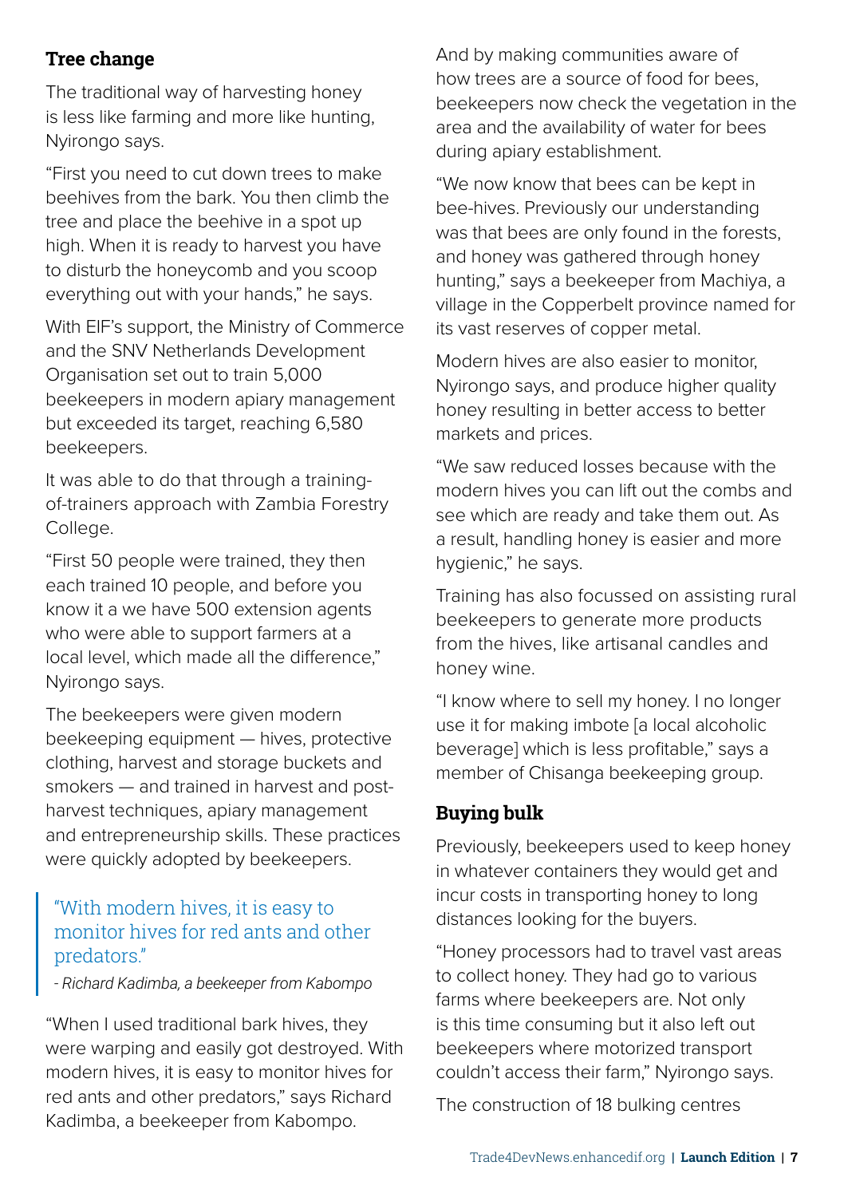## Tree change

The traditional way of harvesting honey is less like farming and more like hunting, Nyirongo says.

"First you need to cut down trees to make beehives from the bark. You then climb the tree and place the beehive in a spot up high. When it is ready to harvest you have to disturb the honeycomb and you scoop everything out with your hands," he says.

With EIF's support, the Ministry of Commerce and the SNV Netherlands Development Organisation set out to train 5,000 beekeepers in modern apiary management but exceeded its target, reaching 6,580 beekeepers.

It was able to do that through a training-of-trainers approach with Zambia Forestry College.

"First 50 people were trained, they then each trained 10 people, and before you know it a we have 500 extension agents who were able to support farmers at a local level, which made all the difference," Nyirongo says.

The beekeepers were given modern beekeeping equipment — hives, protective clothing, harvest and storage buckets and smokers — and trained in harvest and post-harvest techniques, apiary management and entrepreneurship skills. These practices were quickly adopted by beekeepers.

> "With modern hives, it is easy to monitor hives for red ants and other predators."
>
> *- Richard Kadimba, a beekeeper from Kabompo*

"When I used traditional bark hives, they were warping and easily got destroyed. With modern hives, it is easy to monitor hives for red ants and other predators," says Richard Kadimba, a beekeeper from Kabompo.

And by making communities aware of how trees are a source of food for bees, beekeepers now check the vegetation in the area and the availability of water for bees during apiary establishment.

"We now know that bees can be kept in bee-hives. Previously our understanding was that bees are only found in the forests, and honey was gathered through honey hunting," says a beekeeper from Machiya, a village in the Copperbelt province named for its vast reserves of copper metal.

Modern hives are also easier to monitor, Nyirongo says, and produce higher quality honey resulting in better access to better markets and prices.

"We saw reduced losses because with the modern hives you can lift out the combs and see which are ready and take them out. As a result, handling honey is easier and more hygienic," he says.

Training has also focussed on assisting rural beekeepers to generate more products from the hives, like artisanal candles and honey wine.

"I know where to sell my honey. I no longer use it for making imbote [a local alcoholic beverage] which is less profitable," says a member of Chisanga beekeeping group.

## Buying bulk

Previously, beekeepers used to keep honey in whatever containers they would get and incur costs in transporting honey to long distances looking for the buyers.

"Honey processors had to travel vast areas to collect honey. They had go to various farms where beekeepers are. Not only is this time consuming but it also left out beekeepers where motorized transport couldn't access their farm," Nyirongo says.

The construction of 18 bulking centres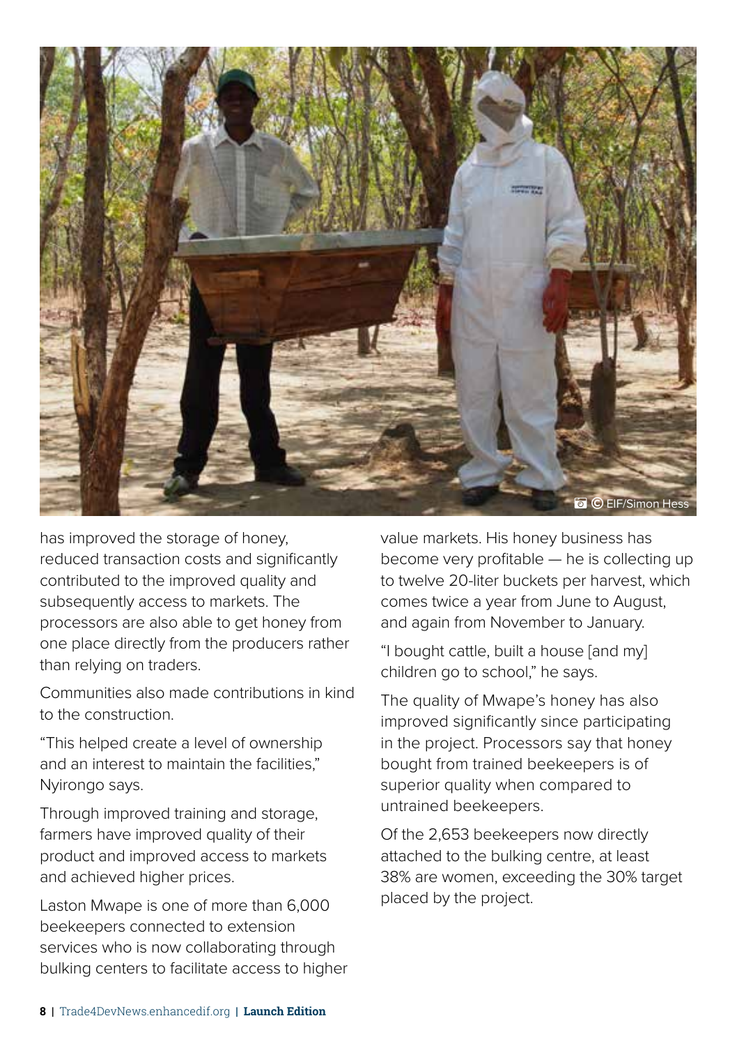© EIF/Simon Hess

has improved the storage of honey, reduced transaction costs and significantly contributed to the improved quality and subsequently access to markets. The processors are also able to get honey from one place directly from the producers rather than relying on traders.

Communities also made contributions in kind to the construction.

"This helped create a level of ownership and an interest to maintain the facilities," Nyirongo says.

Through improved training and storage, farmers have improved quality of their product and improved access to markets and achieved higher prices.

Laston Mwape is one of more than 6,000 beekeepers connected to extension services who is now collaborating through bulking centers to facilitate access to higher value markets. His honey business has become very profitable — he is collecting up to twelve 20-liter buckets per harvest, which comes twice a year from June to August, and again from November to January.

"I bought cattle, built a house [and my] children go to school," he says.

The quality of Mwape's honey has also improved significantly since participating in the project. Processors say that honey bought from trained beekeepers is of superior quality when compared to untrained beekeepers.

Of the 2,653 beekeepers now directly attached to the bulking centre, at least 38% are women, exceeding the 30% target placed by the project.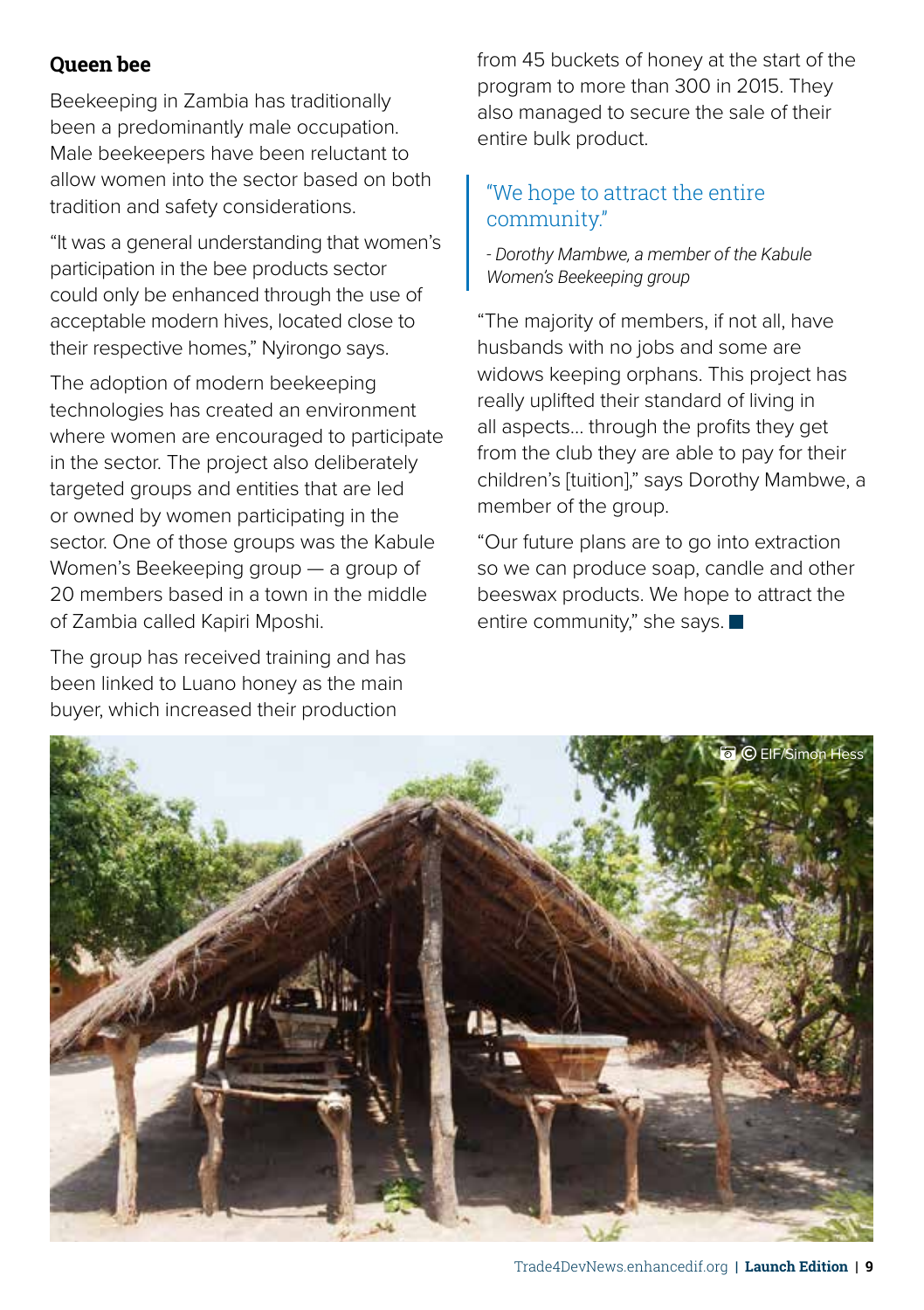### Queen bee

Beekeeping in Zambia has traditionally been a predominantly male occupation. Male beekeepers have been reluctant to allow women into the sector based on both tradition and safety considerations.

"It was a general understanding that women's participation in the bee products sector could only be enhanced through the use of acceptable modern hives, located close to their respective homes," Nyirongo says.

The adoption of modern beekeeping technologies has created an environment where women are encouraged to participate in the sector. The project also deliberately targeted groups and entities that are led or owned by women participating in the sector. One of those groups was the Kabule Women's Beekeeping group — a group of 20 members based in a town in the middle of Zambia called Kapiri Mposhi.

The group has received training and has been linked to Luano honey as the main buyer, which increased their production from 45 buckets of honey at the start of the program to more than 300 in 2015. They also managed to secure the sale of their entire bulk product.

> "We hope to attract the entire community."
>
> *- Dorothy Mambwe, a member of the Kabule Women's Beekeeping group*

"The majority of members, if not all, have husbands with no jobs and some are widows keeping orphans. This project has really uplifted their standard of living in all aspects... through the profits they get from the club they are able to pay for their children's [tuition]," says Dorothy Mambwe, a member of the group.

"Our future plans are to go into extraction so we can produce soap, candle and other beeswax products. We hope to attract the entire community," she says.

© EIF/Simon Hess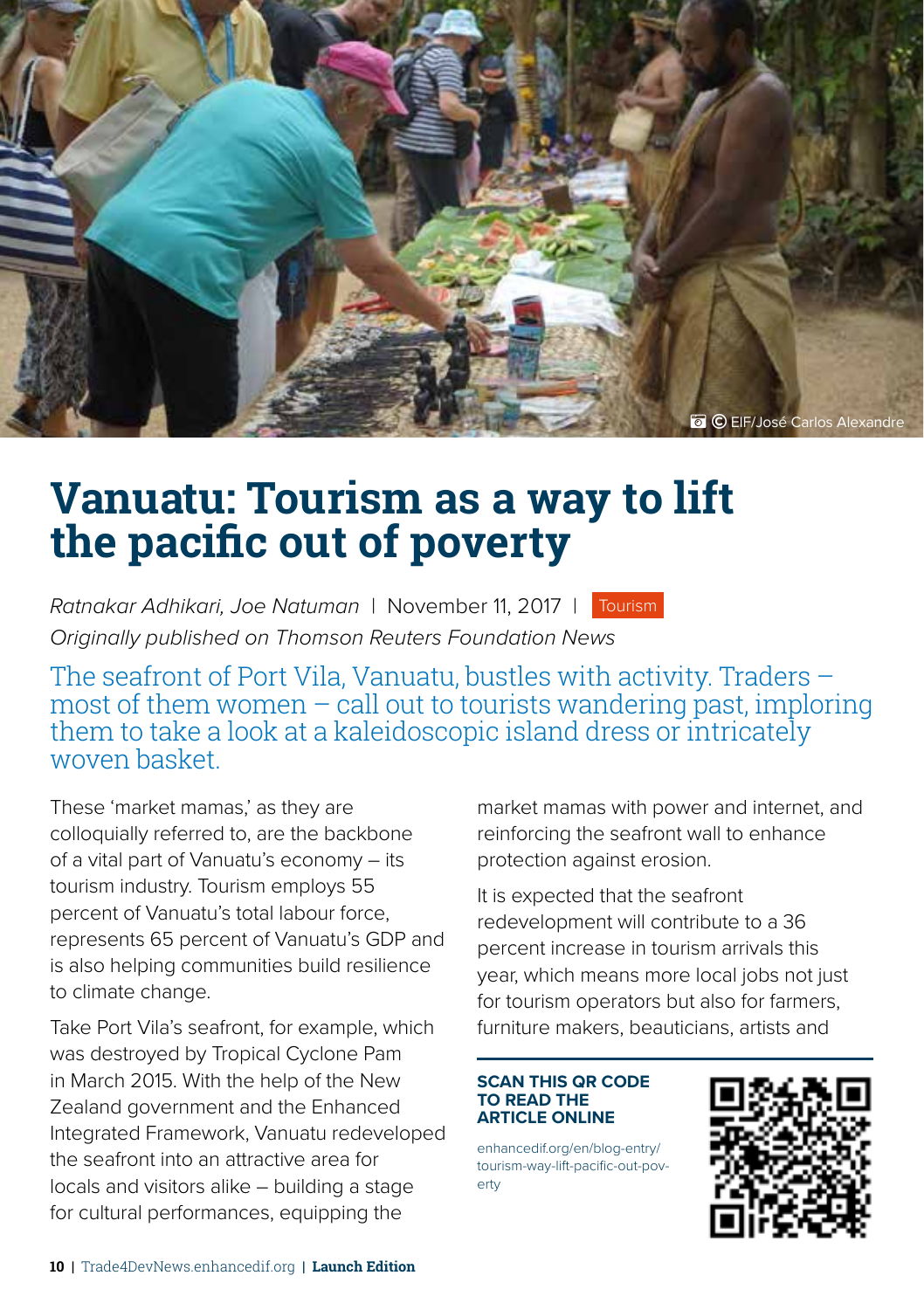© EIF/José Carlos Alexandre

# Vanuatu: Tourism as a way to lift the pacific out of poverty

*Ratnakar Adhikari, Joe Natuman* | November 11, 2017 | Tourism

*Originally published on Thomson Reuters Foundation News*

The seafront of Port Vila, Vanuatu, bustles with activity. Traders – most of them women – call out to tourists wandering past, imploring them to take a look at a kaleidoscopic island dress or intricately woven basket.

These 'market mamas,' as they are colloquially referred to, are the backbone of a vital part of Vanuatu's economy – its tourism industry. Tourism employs 55 percent of Vanuatu's total labour force, represents 65 percent of Vanuatu's GDP and is also helping communities build resilience to climate change.

Take Port Vila's seafront, for example, which was destroyed by Tropical Cyclone Pam in March 2015. With the help of the New Zealand government and the Enhanced Integrated Framework, Vanuatu redeveloped the seafront into an attractive area for locals and visitors alike – building a stage for cultural performances, equipping the market mamas with power and internet, and reinforcing the seafront wall to enhance protection against erosion.

It is expected that the seafront redevelopment will contribute to a 36 percent increase in tourism arrivals this year, which means more local jobs not just for tourism operators but also for farmers, furniture makers, beauticians, artists and

**SCAN THIS QR CODE TO READ THE ARTICLE ONLINE**

enhancedif.org/en/blog-entry/tourism-way-lift-pacific-out-poverty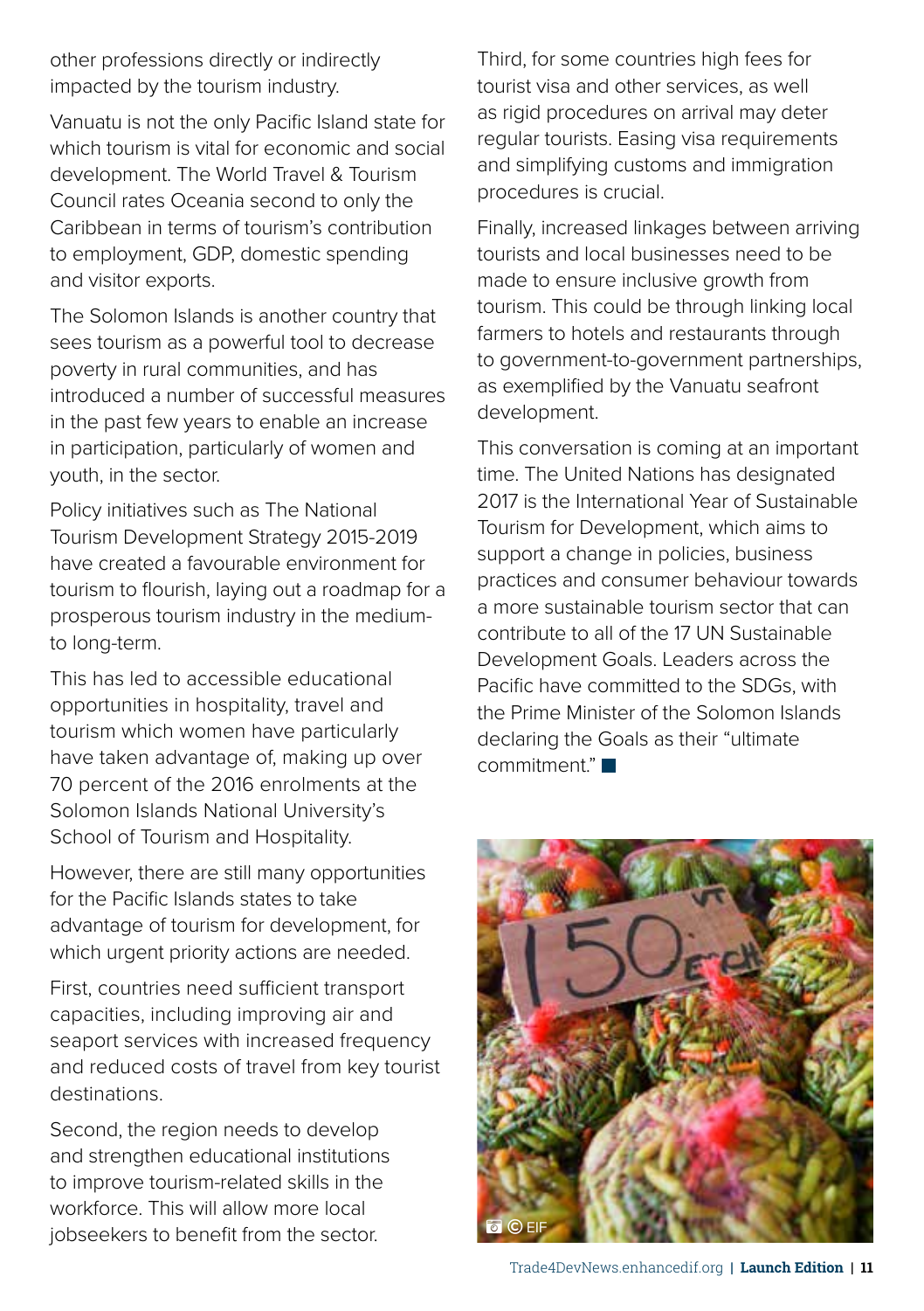other professions directly or indirectly impacted by the tourism industry.

Vanuatu is not the only Pacific Island state for which tourism is vital for economic and social development. The World Travel & Tourism Council rates Oceania second to only the Caribbean in terms of tourism's contribution to employment, GDP, domestic spending and visitor exports.

The Solomon Islands is another country that sees tourism as a powerful tool to decrease poverty in rural communities, and has introduced a number of successful measures in the past few years to enable an increase in participation, particularly of women and youth, in the sector.

Policy initiatives such as The National Tourism Development Strategy 2015-2019 have created a favourable environment for tourism to flourish, laying out a roadmap for a prosperous tourism industry in the medium- to long-term.

This has led to accessible educational opportunities in hospitality, travel and tourism which women have particularly have taken advantage of, making up over 70 percent of the 2016 enrolments at the Solomon Islands National University's School of Tourism and Hospitality.

However, there are still many opportunities for the Pacific Islands states to take advantage of tourism for development, for which urgent priority actions are needed.

First, countries need sufficient transport capacities, including improving air and seaport services with increased frequency and reduced costs of travel from key tourist destinations.

Second, the region needs to develop and strengthen educational institutions to improve tourism-related skills in the workforce. This will allow more local jobseekers to benefit from the sector.

Third, for some countries high fees for tourist visa and other services, as well as rigid procedures on arrival may deter regular tourists. Easing visa requirements and simplifying customs and immigration procedures is crucial.

Finally, increased linkages between arriving tourists and local businesses need to be made to ensure inclusive growth from tourism. This could be through linking local farmers to hotels and restaurants through to government-to-government partnerships, as exemplified by the Vanuatu seafront development.

This conversation is coming at an important time. The United Nations has designated 2017 is the International Year of Sustainable Tourism for Development, which aims to support a change in policies, business practices and consumer behaviour towards a more sustainable tourism sector that can contribute to all of the 17 UN Sustainable Development Goals. Leaders across the Pacific have committed to the SDGs, with the Prime Minister of the Solomon Islands declaring the Goals as their "ultimate commitment." ■

© EIF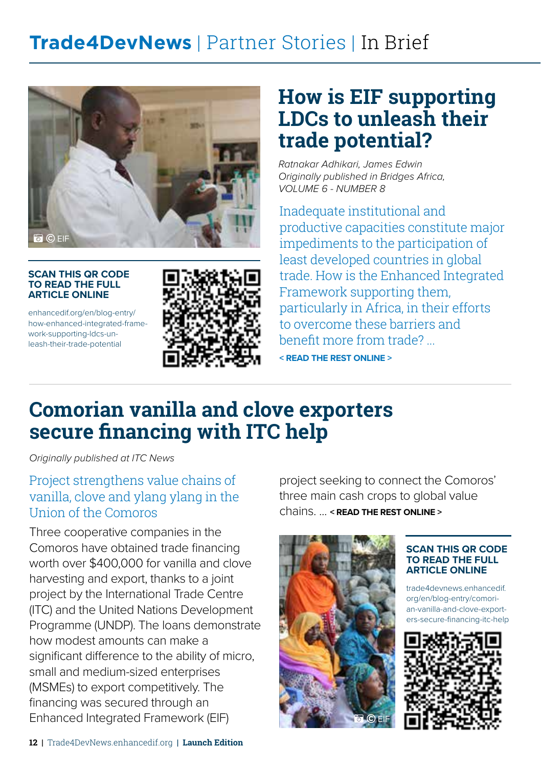# Trade4DevNews | Partner Stories | In Brief

© EIF

**SCAN THIS QR CODE TO READ THE FULL ARTICLE ONLINE**

enhancedif.org/en/blog-entry/how-enhanced-integrated-framework-supporting-ldcs-unleash-their-trade-potential

## How is EIF supporting LDCs to unleash their trade potential?

*Ratnakar Adhikari, James Edwin*
*Originally published in Bridges Africa, VOLUME 6 - NUMBER 8*

Inadequate institutional and productive capacities constitute major impediments to the participation of least developed countries in global trade. How is the Enhanced Integrated Framework supporting them, particularly in Africa, in their efforts to overcome these barriers and benefit more from trade? ...

**< READ THE REST ONLINE >**

## Comorian vanilla and clove exporters secure financing with ITC help

*Originally published at ITC News*

Project strengthens value chains of vanilla, clove and ylang ylang in the Union of the Comoros

Three cooperative companies in the Comoros have obtained trade financing worth over $400,000 for vanilla and clove harvesting and export, thanks to a joint project by the International Trade Centre (ITC) and the United Nations Development Programme (UNDP). The loans demonstrate how modest amounts can make a significant difference to the ability of micro, small and medium-sized enterprises (MSMEs) to export competitively. The financing was secured through an Enhanced Integrated Framework (EIF) project seeking to connect the Comoros' three main cash crops to global value chains. ... **< READ THE REST ONLINE >**

© EIF

**SCAN THIS QR CODE TO READ THE FULL ARTICLE ONLINE**

trade4devnews.enhancedif.org/en/blog-entry/comorian-vanilla-and-clove-exporters-secure-financing-itc-help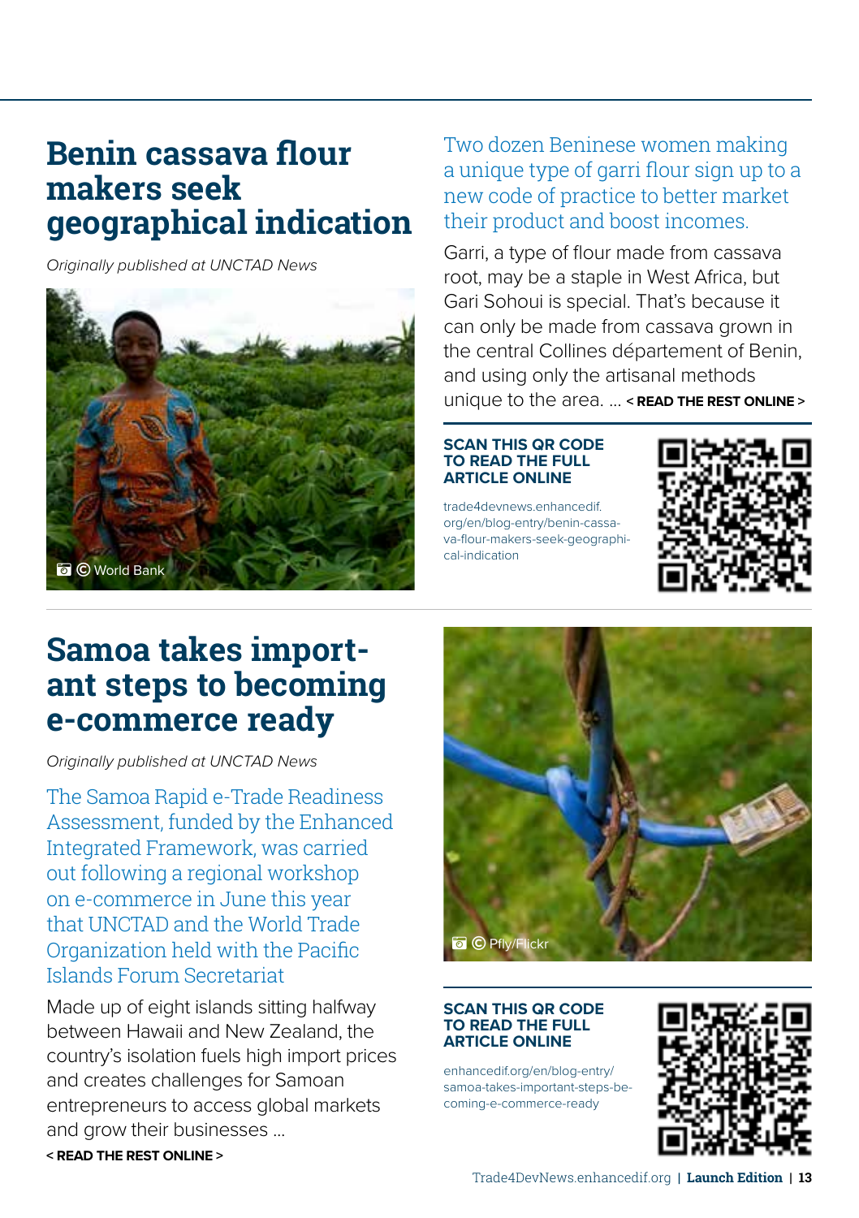# Benin cassava flour makers seek geographical indication

*Originally published at UNCTAD News*

© World Bank

Two dozen Beninese women making a unique type of garri flour sign up to a new code of practice to better market their product and boost incomes.

Garri, a type of flour made from cassava root, may be a staple in West Africa, but Gari Sohoui is special. That's because it can only be made from cassava grown in the central Collines département of Benin, and using only the artisanal methods unique to the area. ... **< READ THE REST ONLINE >**

**SCAN THIS QR CODE TO READ THE FULL ARTICLE ONLINE**

trade4devnews.enhancedif.org/en/blog-entry/benin-cassava-flour-makers-seek-geographical-indication

# Samoa takes important steps to becoming e-commerce ready

*Originally published at UNCTAD News*

The Samoa Rapid e-Trade Readiness Assessment, funded by the Enhanced Integrated Framework, was carried out following a regional workshop on e-commerce in June this year that UNCTAD and the World Trade Organization held with the Pacific Islands Forum Secretariat

Made up of eight islands sitting halfway between Hawaii and New Zealand, the country's isolation fuels high import prices and creates challenges for Samoan entrepreneurs to access global markets and grow their businesses ...

**< READ THE REST ONLINE >**

© Pfly/Flickr

**SCAN THIS QR CODE TO READ THE FULL ARTICLE ONLINE**

enhancedif.org/en/blog-entry/samoa-takes-important-steps-becoming-e-commerce-ready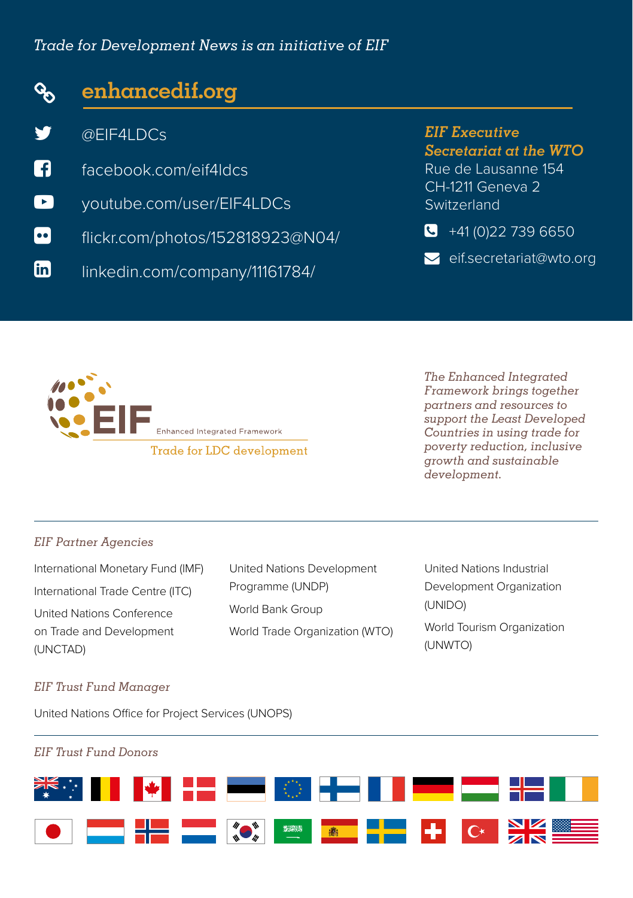*Trade for Development News is an initiative of EIF*

**enhancedif.org**

@EIF4LDCs

facebook.com/eif4ldcs

youtube.com/user/EIF4LDCs

flickr.com/photos/152818923@N04/

linkedin.com/company/11161784/

***EIF Executive Secretariat at the WTO***
Rue de Lausanne 154
CH-1211 Geneva 2
Switzerland

+41 (0)22 739 6650

eif.secretariat@wto.org

EIF Enhanced Integrated Framework
Trade for LDC development

*The Enhanced Integrated Framework brings together partners and resources to support the Least Developed Countries in using trade for poverty reduction, inclusive growth and sustainable development.*

*EIF Partner Agencies*

International Monetary Fund (IMF)

International Trade Centre (ITC)

United Nations Conference on Trade and Development (UNCTAD)

United Nations Development Programme (UNDP)

World Bank Group

World Trade Organization (WTO)

United Nations Industrial Development Organization (UNIDO)

World Tourism Organization (UNWTO)

*EIF Trust Fund Manager*

United Nations Office for Project Services (UNOPS)

*EIF Trust Fund Donors*